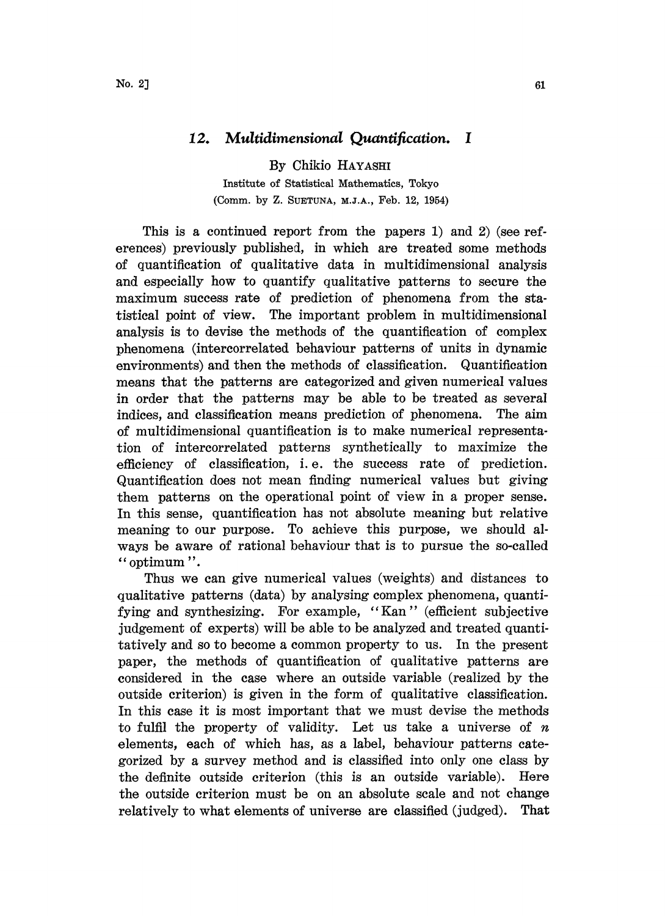# 12. *Multidimensional Quantification. I*

By Chikio HAYASHI

Institute of Statistical Mathematics, Tokyo

(Comm. by Z. SUETUNA, M.J.A., Feb. 12, 1954)

This is a continued report from the papers 1) and 2) (see references) previously published, in which are treated some methods of quantification of qualitative data in multidimensional analysis and especially how to quantify qualitative patterns to secure the maximum success rate of prediction of phenomena from the statistical point of view. The important problem in multidimensional analysis is to devise the methods of the quantification of complex phenomena (intercorrelated behaviour patterns of units in dynamic environments) and then the methods of classification. Quantification means that the patterns are categorized and given numerical values in order that the patterns may be able to be treated as several indices, and classification means prediction of phenomena. The aim of multidimensional quantification is to make numerical representation of intercorrelated patterns synthetically to maximize the efficiency of classification, i.e. the success rate of prediction. Quantification does not mean finding numerical values but giving them patterns on the operational point of view in a proper sense. In this sense, quantification has not absolute meaning but relative meaning to our purpose. To achieve this purpose, we should always be aware of rational behaviour that is to pursue the so-called "optimum".

Thus we can give numerical values (weights) and distances to qualitative patterns (data) by analysing complex phenomena, quantifying and synthesizing. For example, "Kan" (efficient subjective judgement of experts) will be able to be analyzed and treated quantitatively and so to become a common property to us. In the present paper, the methods of quantification of qualitative patterns are considered in the case where an outside variable (realized by the outside criterion) is given in the form of qualitative classification. In this case it is most important that we must devise the methods to fulfil the property of validity. Let us take a universe of $n$ elements, each of which has, as a label, behaviour patterns categorized by a survey method and is classified into only one class by the definite outside criterion (this is an outside variable). Here the outside criterion must be on an absolute scale and not change relatively to what elements of universe are classified (judged). That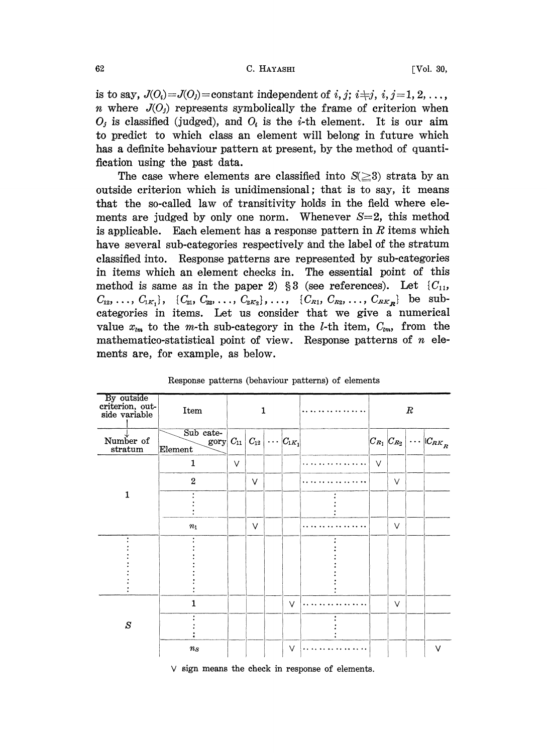is to say, $J(O_i)=J(O_j)=$constant independent of $i, j$; $i \neq j$, $i, j=1, 2, \ldots, n$ where $J(O_j)$ represents symbolically the frame of criterion when $O_j$ is classified (judged), and $O_i$ is the $i$-th element. It is our aim to predict to which class an element will belong in future which has a definite behaviour pattern at present, by the method of quantification using the past data.

The case where elements are classified into $S(\geqq 3)$ strata by an outside criterion which is unidimensional; that is to say, it means that the so-called law of transitivity holds in the field where elements are judged by only one norm. Whenever $S=2$, this method is applicable. Each element has a response pattern in $R$ items which have several sub-categories respectively and the label of the stratum classified into. Response patterns are represented by sub-categories in items which an element checks in. The essential point of this method is same as in the paper 2) §3 (see references). Let $\{C_{11}, C_{12}, \ldots, C_{1K_1}\}$, $\{C_{21}, C_{22}, \ldots, C_{2K_2}\}, \ldots,$ $\{C_{R1}, C_{R2}, \ldots, C_{RK_R}\}$ be sub-categories in items. Let us consider that we give a numerical value $x_{lm}$ to the $m$-th sub-category in the $l$-th item, $C_{lm}$, from the mathematico-statistical point of view. Response patterns of $n$ elements are, for example, as below.

Response patterns (behaviour patterns) of elements

| By outside criterion, outside variable | Item | 1 | | | | ……………… | $R$ | | | |
|---|---|---|---|---|---|---|---|---|---|---|
| ↓ Number of stratum | Sub category / Element | $C_{11}$ | $C_{12}$ | … | $C_{1K_1}$ | | $C_{R1}$ | $C_{R2}$ | … | $C_{RK_R}$ |
| 1 | 1 | V | | | | ……………… | V | | | |
| | 2 | | V | | | ……………… | | V | | |
| | ⋮ | | | | | ⋮ | | | | |
| | $n_1$ | | V | | | ……………… | | V | | |
| ⋮ | ⋮ | | | | | ⋮ | | | | |
| $S$ | 1 | | | | V | ……………… | | V | | |
| | ⋮ | | | | | ⋮ | | | | |
| | $n_S$ | | | | V | ……………… | | | | V |

V sign means the check in response of elements.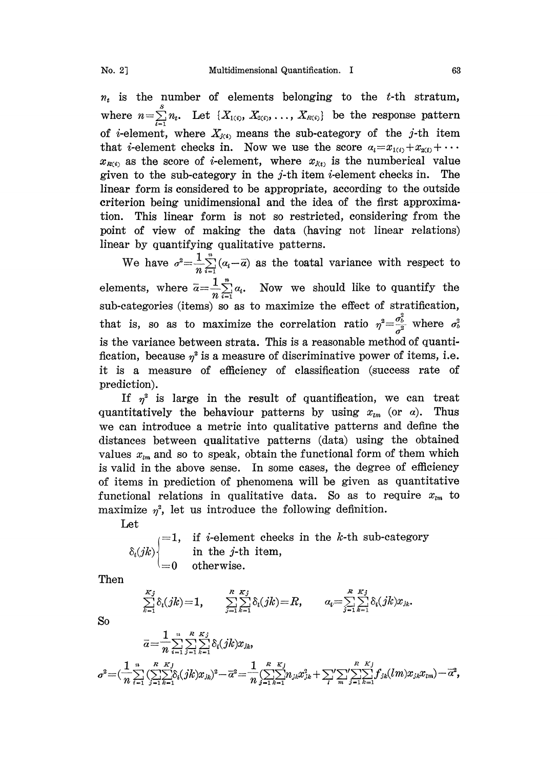$n_t$ is the number of elements belonging to the $t$-th stratum, where $n=\sum_{t=1}^{S} n_t$. Let $\{X_{1(i)}, X_{2(i)}, \ldots, X_{R(i)}\}$ be the response pattern of $i$-element, where $X_{j(i)}$ means the sub-category of the $j$-th item that $i$-element checks in. Now we use the score $a_i=x_{1(i)}+x_{2(i)}+\cdots x_{R(i)}$ as the score of $i$-element, where $x_{j(i)}$ is the numberical value given to the sub-category in the $j$-th item $i$-element checks in. The linear form is considered to be appropriate, according to the outside criterion being unidimensional and the idea of the first approximation. This linear form is not so restricted, considering from the point of view of making the data (having not linear relations) linear by quantifying qualitative patterns.

We have $\sigma^2=\frac{1}{n}\sum_{i=1}^{n}(a_i-\bar{a})$ as the toatal variance with respect to elements, where $\bar{a}=\frac{1}{n}\sum_{i=1}^{n}a_i$. Now we should like to quantify the sub-categories (items) so as to maximize the effect of stratification, that is, so as to maximize the correlation ratio $\eta^2=\frac{\sigma_b^2}{\sigma^2}$ where $\sigma_b^2$ is the variance between strata. This is a reasonable method of quantification, because $\eta^2$ is a measure of discriminative power of items, i.e. it is a measure of efficiency of classification (success rate of prediction).

If $\eta^2$ is large in the result of quantification, we can treat quantitatively the behaviour patterns by using $x_{lm}$ (or $a$). Thus we can introduce a metric into qualitative patterns and define the distances between qualitative patterns (data) using the obtained values $x_{lm}$ and so to speak, obtain the functional form of them which is valid in the above sense. In some cases, the degree of efficiency of items in prediction of phenomena will be given as quantitative functional relations in qualitative data. So as to require $x_{lm}$ to maximize $\eta^2$, let us introduce the following definition.

Let

$$\delta_i(jk)\begin{cases}=1, & \text{if } i\text{-element checks in the } k\text{-th sub-category in the } j\text{-th item,}\\ =0 & \text{otherwise.}\end{cases}$$

Then

$$\sum_{k=1}^{K_j}\delta_i(jk)=1, \qquad \sum_{j=1}^{R}\sum_{k=1}^{K_j}\delta_i(jk)=R, \qquad a_i=\sum_{j=1}^{R}\sum_{k=1}^{K_j}\delta_i(jk)x_{jk}.$$

So

$$\bar{a}=\frac{1}{n}\sum_{i=1}^{n}\sum_{j=1}^{R}\sum_{k=1}^{K_j}\delta_i(jk)x_{jk},$$

$$\sigma^2=(\frac{1}{n}\sum_{i=1}^{n}(\sum_{j=1}^{R}\sum_{k=1}^{K_j}\delta_i(jk)x_{jk})^2-\bar{a}^2=\frac{1}{n}(\sum_{j=1}^{R}\sum_{k=1}^{K_j}n_{jk}x_{jk}^2+\sum_{l}{}'\sum_{m}{}'\sum_{j=1}^{R}\sum_{k=1}^{K_j}f_{jk}(lm)x_{jk}x_{lm})-\bar{a}^2,$$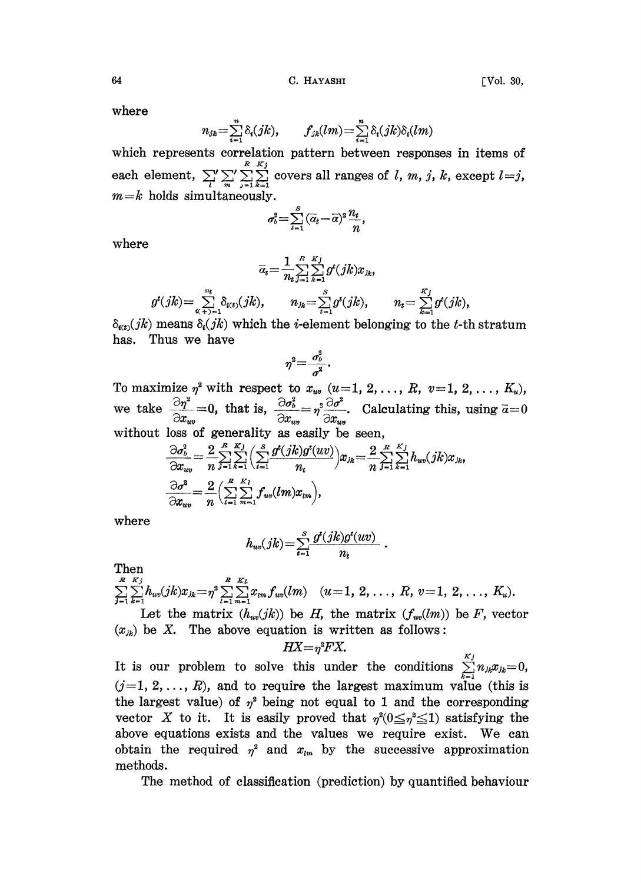where

$$n_{jk}=\sum_{i=1}^{n}\delta_i(jk), \qquad f_{jk}(lm)=\sum_{i=1}^{n}\delta_i(jk)\delta_i(lm)$$

which represents correlation pattern between responses in items of each element, $\sum_l'\sum_m'\sum_{j=1}^{R}\sum_{k=1}^{K_j}$ covers all ranges of $l$, $m$, $j$, $k$, except $l=j$, $m=k$ holds simultaneously.

$$\sigma_b^2=\sum_{t=1}^{S}(\bar{\alpha}_t-\bar{\alpha})^2\frac{n_t}{n},$$

where

$$\bar{\alpha}_t=\frac{1}{n_t}\sum_{j=1}^{R}\sum_{k=1}^{K_j}g^t(jk)x_{jk},$$

$$g^t(jk)=\sum_{i(t)=1}^{n_t}\delta_{i(t)}(jk), \qquad n_{jk}=\sum_{t=1}^{S}g^t(jk), \qquad n_t=\sum_{k=1}^{K_j}g^t(jk),$$

$\delta_{i(t)}(jk)$ means $\delta_i(jk)$ which the $i$-element belonging to the $t$-th stratum has. Thus we have

$$\eta^2=\frac{\sigma_b^2}{\sigma^2}.$$

To maximize $\eta^2$ with respect to $x_{uv}$ ($u=1, 2, \ldots, R$, $v=1, 2, \ldots, K_u$), we take $\frac{\partial\eta^2}{\partial x_{uv}}=0$, that is, $\frac{\partial\sigma_b^2}{\partial x_{uv}}=\eta^2\frac{\partial\sigma^2}{\partial x_{uv}}$. Calculating this, using $\bar{\alpha}=0$ without loss of generality as easily be seen,

$$\frac{\partial\sigma_b^2}{\partial x_{uv}}=\frac{2}{n}\sum_{j=1}^{R}\sum_{k=1}^{K_j}\left(\sum_{t=1}^{S}\frac{g^t(jk)g^t(uv)}{n_t}\right)x_{jk}=\frac{2}{n}\sum_{j=1}^{R}\sum_{k=1}^{K_j}h_{uv}(jk)x_{jk},$$

$$\frac{\partial\sigma^2}{\partial x_{uv}}=\frac{2}{n}\left(\sum_{l=1}^{R}\sum_{m=1}^{K_l}f_{uv}(lm)x_{lm}\right),$$

where

$$h_{uv}(jk)=\sum_{t=1}^{S}\frac{g^t(jk)g^t(uv)}{n_t}.$$

Then

$$\sum_{j=1}^{R}\sum_{k=1}^{K_j}h_{uv}(jk)x_{jk}=\eta^2\sum_{l=1}^{R}\sum_{m=1}^{K_l}x_{lm}f_{uv}(lm) \quad (u=1, 2, \ldots, R,\ v=1, 2, \ldots, K_u).$$

Let the matrix $(h_{uv}(jk))$ be $H$, the matrix $(f_{uv}(lm))$ be $F$, vector $(x_{jk})$ be $X$. The above equation is written as follows:

$$HX=\eta^2FX.$$

It is our problem to solve this under the conditions $\sum_{k=1}^{K_j}n_{jk}x_{jk}=0$, ($j=1, 2, \ldots, R$), and to require the largest maximum value (this is the largest value) of $\eta^2$ being not equal to 1 and the corresponding vector $X$ to it. It is easily proved that $\eta^2(0\leqq\eta^2\leqq1)$ satisfying the above equations exists and the values we require exist. We can obtain the required $\eta^2$ and $x_{lm}$ by the successive approximation methods.

The method of classification (prediction) by quantified behaviour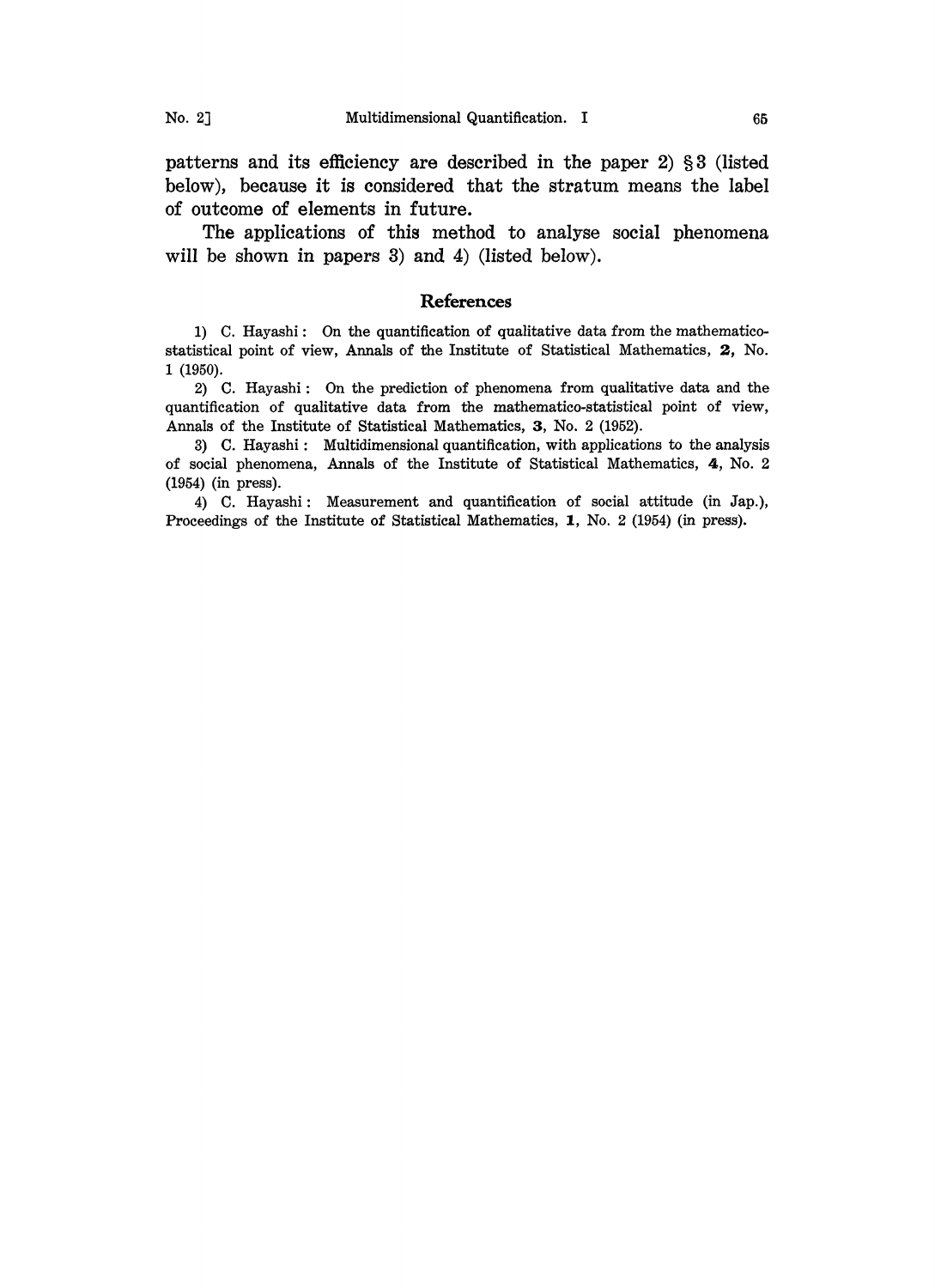patterns and its efficiency are described in the paper 2) §3 (listed below), because it is considered that the stratum means the label of outcome of elements in future.

The applications of this method to analyse social phenomena will be shown in papers 3) and 4) (listed below).

## References

1) C. Hayashi: On the quantification of qualitative data from the mathematico-statistical point of view, Annals of the Institute of Statistical Mathematics, **2**, No. 1 (1950).

2) C. Hayashi: On the prediction of phenomena from qualitative data and the quantification of qualitative data from the mathematico-statistical point of view, Annals of the Institute of Statistical Mathematics, **3**, No. 2 (1952).

3) C. Hayashi: Multidimensional quantification, with applications to the analysis of social phenomena, Annals of the Institute of Statistical Mathematics, **4**, No. 2 (1954) (in press).

4) C. Hayashi: Measurement and quantification of social attitude (in Jap.), Proceedings of the Institute of Statistical Mathematics, **1**, No. 2 (1954) (in press).